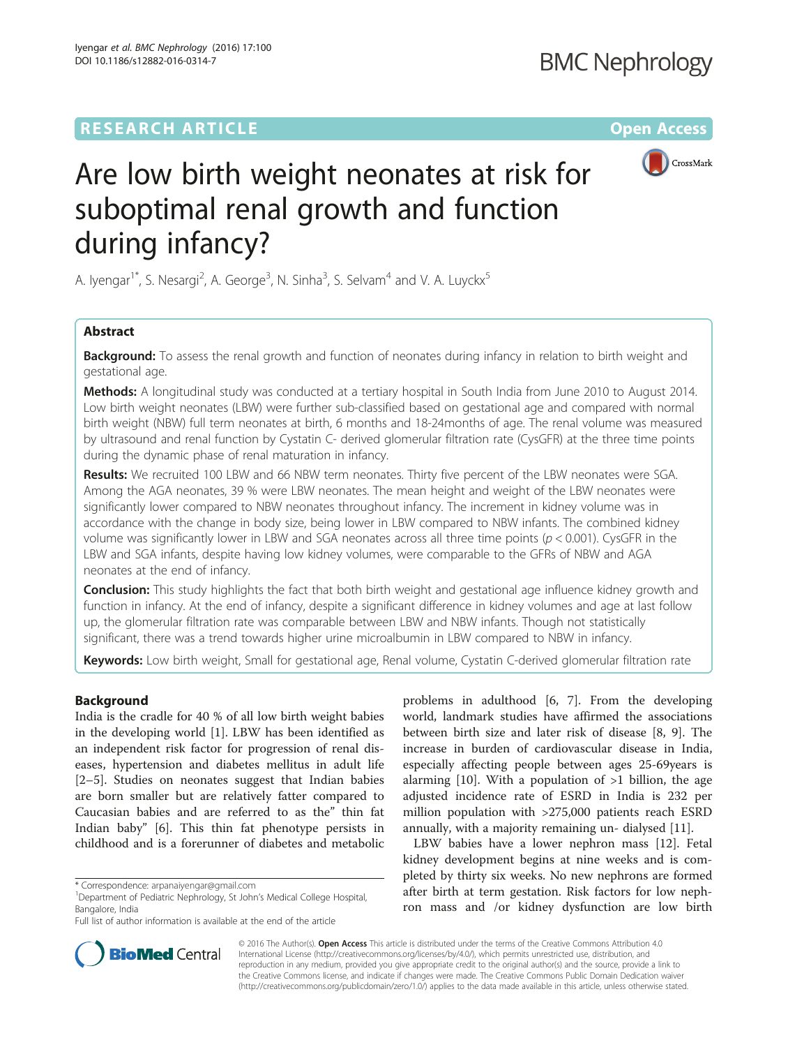RESEARCH ARTICLE

Open Access

# Are low birth weight neonates at risk for suboptimal renal growth and function during infancy?

A. Iyengar[1*], S. Nesargi[2], A. George[3], N. Sinha[3], S. Selvam[4] and V. A. Luyckx[5]

## Abstract

**Background:** To assess the renal growth and function of neonates during infancy in relation to birth weight and gestational age.

**Methods:** A longitudinal study was conducted at a tertiary hospital in South India from June 2010 to August 2014. Low birth weight neonates (LBW) were further sub-classified based on gestational age and compared with normal birth weight (NBW) full term neonates at birth, 6 months and 18-24months of age. The renal volume was measured by ultrasound and renal function by Cystatin C- derived glomerular filtration rate (CysGFR) at the three time points during the dynamic phase of renal maturation in infancy.

**Results:** We recruited 100 LBW and 66 NBW term neonates. Thirty five percent of the LBW neonates were SGA. Among the AGA neonates, 39 % were LBW neonates. The mean height and weight of the LBW neonates were significantly lower compared to NBW neonates throughout infancy. The increment in kidney volume was in accordance with the change in body size, being lower in LBW compared to NBW infants. The combined kidney volume was significantly lower in LBW and SGA neonates across all three time points ($p < 0.001$). CysGFR in the LBW and SGA infants, despite having low kidney volumes, were comparable to the GFRs of NBW and AGA neonates at the end of infancy.

**Conclusion:** This study highlights the fact that both birth weight and gestational age influence kidney growth and function in infancy. At the end of infancy, despite a significant difference in kidney volumes and age at last follow up, the glomerular filtration rate was comparable between LBW and NBW infants. Though not statistically significant, there was a trend towards higher urine microalbumin in LBW compared to NBW in infancy.

**Keywords:** Low birth weight, Small for gestational age, Renal volume, Cystatin C-derived glomerular filtration rate

## Background

India is the cradle for 40 % of all low birth weight babies in the developing world [1]. LBW has been identified as an independent risk factor for progression of renal diseases, hypertension and diabetes mellitus in adult life [2–5]. Studies on neonates suggest that Indian babies are born smaller but are relatively fatter compared to Caucasian babies and are referred to as the" thin fat Indian baby" [6]. This thin fat phenotype persists in childhood and is a forerunner of diabetes and metabolic problems in adulthood [6, 7]. From the developing world, landmark studies have affirmed the associations between birth size and later risk of disease [8, 9]. The increase in burden of cardiovascular disease in India, especially affecting people between ages 25-69years is alarming [10]. With a population of >1 billion, the age adjusted incidence rate of ESRD in India is 232 per million population with >275,000 patients reach ESRD annually, with a majority remaining un- dialysed [11].

LBW babies have a lower nephron mass [12]. Fetal kidney development begins at nine weeks and is completed by thirty six weeks. No new nephrons are formed after birth at term gestation. Risk factors for low nephron mass and /or kidney dysfunction are low birth

\* Correspondence: arpanaiyengar@gmail.com
[1]Department of Pediatric Nephrology, St John's Medical College Hospital, Bangalore, India
Full list of author information is available at the end of the article

© 2016 The Author(s). **Open Access** This article is distributed under the terms of the Creative Commons Attribution 4.0 International License (http://creativecommons.org/licenses/by/4.0/), which permits unrestricted use, distribution, and reproduction in any medium, provided you give appropriate credit to the original author(s) and the source, provide a link to the Creative Commons license, and indicate if changes were made. The Creative Commons Public Domain Dedication waiver (http://creativecommons.org/publicdomain/zero/1.0/) applies to the data made available in this article, unless otherwise stated.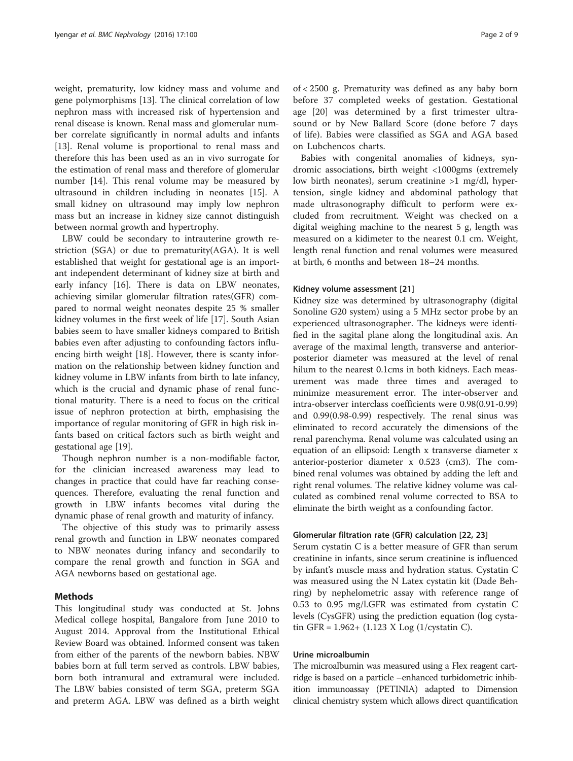weight, prematurity, low kidney mass and volume and gene polymorphisms [13]. The clinical correlation of low nephron mass with increased risk of hypertension and renal disease is known. Renal mass and glomerular number correlate significantly in normal adults and infants [13]. Renal volume is proportional to renal mass and therefore this has been used as an in vivo surrogate for the estimation of renal mass and therefore of glomerular number [14]. This renal volume may be measured by ultrasound in children including in neonates [15]. A small kidney on ultrasound may imply low nephron mass but an increase in kidney size cannot distinguish between normal growth and hypertrophy.

LBW could be secondary to intrauterine growth restriction (SGA) or due to prematurity(AGA). It is well established that weight for gestational age is an important independent determinant of kidney size at birth and early infancy [16]. There is data on LBW neonates, achieving similar glomerular filtration rates(GFR) compared to normal weight neonates despite 25 % smaller kidney volumes in the first week of life [17]. South Asian babies seem to have smaller kidneys compared to British babies even after adjusting to confounding factors influencing birth weight [18]. However, there is scanty information on the relationship between kidney function and kidney volume in LBW infants from birth to late infancy, which is the crucial and dynamic phase of renal functional maturity. There is a need to focus on the critical issue of nephron protection at birth, emphasising the importance of regular monitoring of GFR in high risk infants based on critical factors such as birth weight and gestational age [19].

Though nephron number is a non-modifiable factor, for the clinician increased awareness may lead to changes in practice that could have far reaching consequences. Therefore, evaluating the renal function and growth in LBW infants becomes vital during the dynamic phase of renal growth and maturity of infancy.

The objective of this study was to primarily assess renal growth and function in LBW neonates compared to NBW neonates during infancy and secondarily to compare the renal growth and function in SGA and AGA newborns based on gestational age.

## Methods

This longitudinal study was conducted at St. Johns Medical college hospital, Bangalore from June 2010 to August 2014. Approval from the Institutional Ethical Review Board was obtained. Informed consent was taken from either of the parents of the newborn babies. NBW babies born at full term served as controls. LBW babies, born both intramural and extramural were included. The LBW babies consisted of term SGA, preterm SGA and preterm AGA. LBW was defined as a birth weight of < 2500 g. Prematurity was defined as any baby born before 37 completed weeks of gestation. Gestational age [20] was determined by a first trimester ultrasound or by New Ballard Score (done before 7 days of life). Babies were classified as SGA and AGA based on Lubchencos charts.

Babies with congenital anomalies of kidneys, syndromic associations, birth weight <1000gms (extremely low birth neonates), serum creatinine >1 mg/dl, hypertension, single kidney and abdominal pathology that made ultrasonography difficult to perform were excluded from recruitment. Weight was checked on a digital weighing machine to the nearest 5 g, length was measured on a kidimeter to the nearest 0.1 cm. Weight, length renal function and renal volumes were measured at birth, 6 months and between 18–24 months.

### Kidney volume assessment [21]

Kidney size was determined by ultrasonography (digital Sonoline G20 system) using a 5 MHz sector probe by an experienced ultrasonographer. The kidneys were identified in the sagital plane along the longitudinal axis. An average of the maximal length, transverse and anterior-posterior diameter was measured at the level of renal hilum to the nearest 0.1cms in both kidneys. Each measurement was made three times and averaged to minimize measurement error. The inter-observer and intra-observer interclass coefficients were 0.98(0.91-0.99) and 0.99(0.98-0.99) respectively. The renal sinus was eliminated to record accurately the dimensions of the renal parenchyma. Renal volume was calculated using an equation of an ellipsoid: Length x transverse diameter x anterior-posterior diameter x 0.523 (cm3). The combined renal volumes was obtained by adding the left and right renal volumes. The relative kidney volume was calculated as combined renal volume corrected to BSA to eliminate the birth weight as a confounding factor.

### Glomerular filtration rate (GFR) calculation [22, 23]

Serum cystatin C is a better measure of GFR than serum creatinine in infants, since serum creatinine is influenced by infant's muscle mass and hydration status. Cystatin C was measured using the N Latex cystatin kit (Dade Behring) by nephelometric assay with reference range of 0.53 to 0.95 mg/l.GFR was estimated from cystatin C levels (CysGFR) using the prediction equation (log cystatin GFR = 1.962+ (1.123 X Log (1/cystatin C).

### Urine microalbumin

The microalbumin was measured using a Flex reagent cartridge is based on a particle –enhanced turbidometric inhibition immunoassay (PETINIA) adapted to Dimension clinical chemistry system which allows direct quantification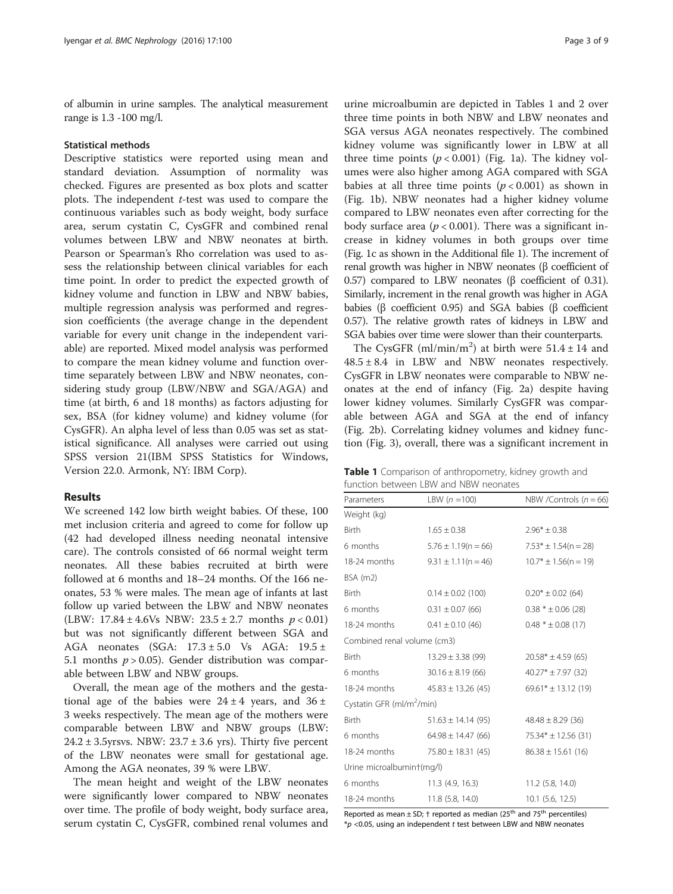of albumin in urine samples. The analytical measurement range is 1.3 -100 mg/l.

### Statistical methods

Descriptive statistics were reported using mean and standard deviation. Assumption of normality was checked. Figures are presented as box plots and scatter plots. The independent *t*-test was used to compare the continuous variables such as body weight, body surface area, serum cystatin C, CysGFR and combined renal volumes between LBW and NBW neonates at birth. Pearson or Spearman's Rho correlation was used to assess the relationship between clinical variables for each time point. In order to predict the expected growth of kidney volume and function in LBW and NBW babies, multiple regression analysis was performed and regression coefficients (the average change in the dependent variable for every unit change in the independent variable) are reported. Mixed model analysis was performed to compare the mean kidney volume and function overtime separately between LBW and NBW neonates, considering study group (LBW/NBW and SGA/AGA) and time (at birth, 6 and 18 months) as factors adjusting for sex, BSA (for kidney volume) and kidney volume (for CysGFR). An alpha level of less than 0.05 was set as statistical significance. All analyses were carried out using SPSS version 21(IBM SPSS Statistics for Windows, Version 22.0. Armonk, NY: IBM Corp).

## Results

We screened 142 low birth weight babies. Of these, 100 met inclusion criteria and agreed to come for follow up (42 had developed illness needing neonatal intensive care). The controls consisted of 66 normal weight term neonates. All these babies recruited at birth were followed at 6 months and 18–24 months. Of the 166 neonates, 53 % were males. The mean age of infants at last follow up varied between the LBW and NBW neonates (LBW: 17.84 ± 4.6Vs NBW: 23.5 ± 2.7 months $p < 0.01$) but was not significantly different between SGA and AGA neonates (SGA: 17.3 ± 5.0 Vs AGA: 19.5 ± 5.1 months $p > 0.05$). Gender distribution was comparable between LBW and NBW groups.

Overall, the mean age of the mothers and the gestational age of the babies were 24 ± 4 years, and 36 ± 3 weeks respectively. The mean age of the mothers were comparable between LBW and NBW groups (LBW: 24.2 ± 3.5yrsvs. NBW: 23.7 ± 3.6 yrs). Thirty five percent of the LBW neonates were small for gestational age. Among the AGA neonates, 39 % were LBW.

The mean height and weight of the LBW neonates were significantly lower compared to NBW neonates over time. The profile of body weight, body surface area, serum cystatin C, CysGFR, combined renal volumes and urine microalbumin are depicted in Tables 1 and 2 over three time points in both NBW and LBW neonates and SGA versus AGA neonates respectively. The combined kidney volume was significantly lower in LBW at all three time points ($p < 0.001$) (Fig. 1a). The kidney volumes were also higher among AGA compared with SGA babies at all three time points ($p < 0.001$) as shown in (Fig. 1b). NBW neonates had a higher kidney volume compared to LBW neonates even after correcting for the body surface area ($p < 0.001$). There was a significant increase in kidney volumes in both groups over time (Fig. 1c as shown in the Additional file 1). The increment of renal growth was higher in NBW neonates (β coefficient of 0.57) compared to LBW neonates (β coefficient of 0.31). Similarly, increment in the renal growth was higher in AGA babies (β coefficient 0.95) and SGA babies (β coefficient 0.57). The relative growth rates of kidneys in LBW and SGA babies over time were slower than their counterparts.

The CysGFR (ml/min/m$^2$) at birth were 51.4 ± 14 and 48.5 ± 8.4 in LBW and NBW neonates respectively. CysGFR in LBW neonates were comparable to NBW neonates at the end of infancy (Fig. 2a) despite having lower kidney volumes. Similarly CysGFR was comparable between AGA and SGA at the end of infancy (Fig. 2b). Correlating kidney volumes and kidney function (Fig. 3), overall, there was a significant increment in

**Table 1** Comparison of anthropometry, kidney growth and function between LBW and NBW neonates

| Parameters | LBW ($n$ =100) | NBW /Controls ($n$ = 66) |
|---|---|---|
| Weight (kg) | | |
| Birth | 1.65 ± 0.38 | 2.96* ± 0.38 |
| 6 months | 5.76 ± 1.19(n = 66) | 7.53* ± 1.54(n = 28) |
| 18-24 months | 9.31 ± 1.11(n = 46) | 10.7* ± 1.56(n = 19) |
| BSA (m2) | | |
| Birth | 0.14 ± 0.02 (100) | 0.20* ± 0.02 (64) |
| 6 months | 0.31 ± 0.07 (66) | 0.38 * ± 0.06 (28) |
| 18-24 months | 0.41 ± 0.10 (46) | 0.48 * ± 0.08 (17) |
| Combined renal volume (cm3) | | |
| Birth | 13.29 ± 3.38 (99) | 20.58* ± 4.59 (65) |
| 6 months | 30.16 ± 8.19 (66) | 40.27* ± 7.97 (32) |
| 18-24 months | 45.83 ± 13.26 (45) | 69.61* ± 13.12 (19) |
| Cystatin GFR (ml/m$^2$/min) | | |
| Birth | 51.63 ± 14.14 (95) | 48.48 ± 8.29 (36) |
| 6 months | 64.98 ± 14.47 (66) | 75.34* ± 12.56 (31) |
| 18-24 months | 75.80 ± 18.31 (45) | 86.38 ± 15.61 (16) |
| Urine microalbumin†(mg/l) | | |
| 6 months | 11.3 (4.9, 16.3) | 11.2 (5.8, 14.0) |
| 18-24 months | 11.8 (5.8, 14.0) | 10.1 (5.6, 12.5) |

Reported as mean ± SD; † reported as median (25$^{th}$ and 75$^{th}$ percentiles)
*$p$ <0.05, using an independent $t$ test between LBW and NBW neonates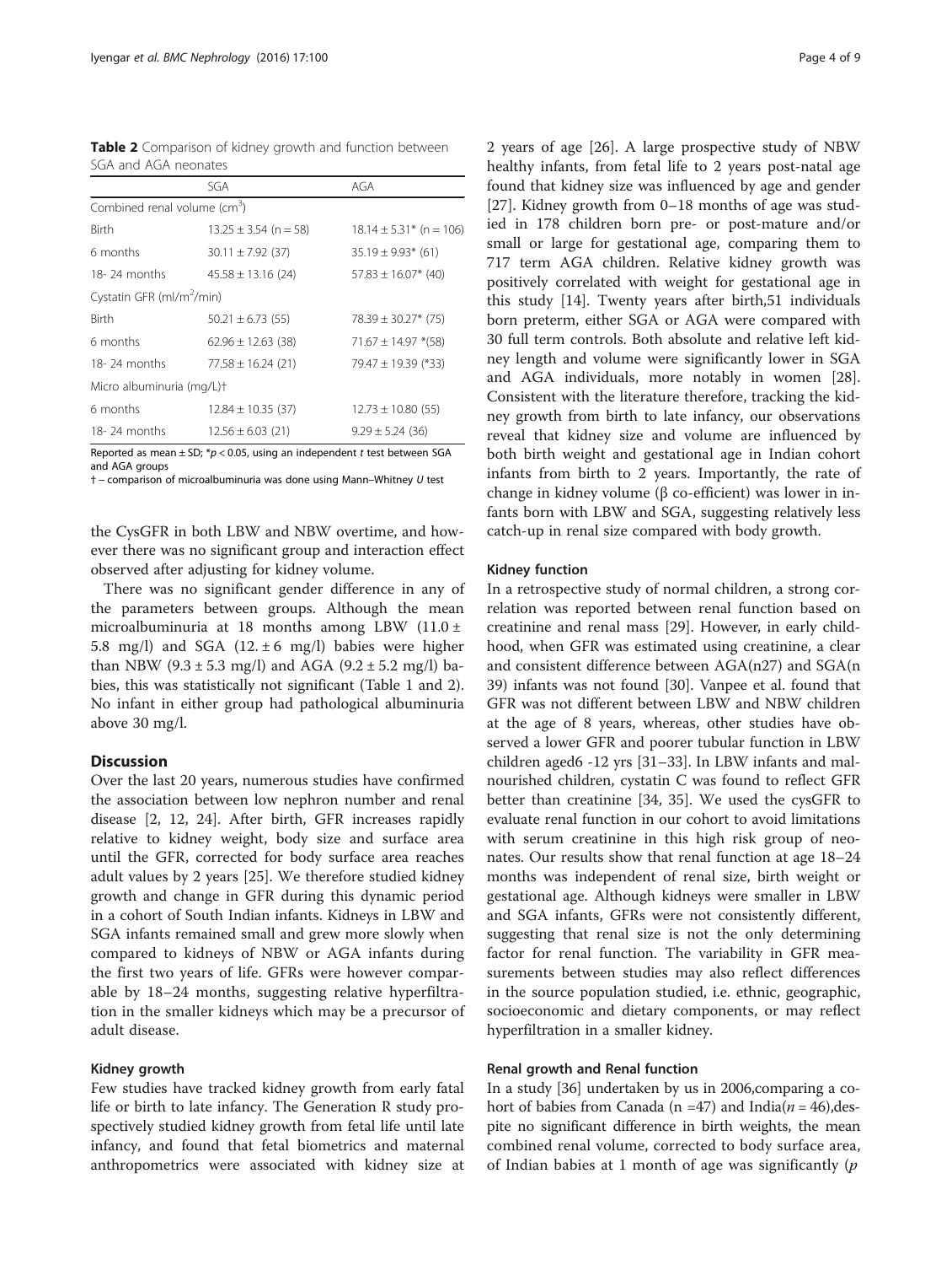**Table 2** Comparison of kidney growth and function between SGA and AGA neonates

| | SGA | AGA |
|---|---|---|
| Combined renal volume (cm$^3$) | | |
| Birth | 13.25 ± 3.54 (n = 58) | 18.14 ± 5.31* (n = 106) |
| 6 months | 30.11 ± 7.92 (37) | 35.19 ± 9.93* (61) |
| 18- 24 months | 45.58 ± 13.16 (24) | 57.83 ± 16.07* (40) |
| Cystatin GFR (ml/m$^2$/min) | | |
| Birth | 50.21 ± 6.73 (55) | 78.39 ± 30.27* (75) |
| 6 months | 62.96 ± 12.63 (38) | 71.67 ± 14.97 *(58) |
| 18- 24 months | 77.58 ± 16.24 (21) | 79.47 ± 19.39 (*33) |
| Micro albuminuria (mg/L)† | | |
| 6 months | 12.84 ± 10.35 (37) | 12.73 ± 10.80 (55) |
| 18- 24 months | 12.56 ± 6.03 (21) | 9.29 ± 5.24 (36) |

Reported as mean ± SD; *$p < 0.05$, using an independent t test between SGA and AGA groups

† – comparison of microalbuminuria was done using Mann–Whitney *U* test

the CysGFR in both LBW and NBW overtime, and however there was no significant group and interaction effect observed after adjusting for kidney volume.

There was no significant gender difference in any of the parameters between groups. Although the mean microalbuminuria at 18 months among LBW (11.0 ± 5.8 mg/l) and SGA (12. ± 6 mg/l) babies were higher than NBW (9.3 ± 5.3 mg/l) and AGA (9.2 ± 5.2 mg/l) babies, this was statistically not significant (Table 1 and 2). No infant in either group had pathological albuminuria above 30 mg/l.

## Discussion

Over the last 20 years, numerous studies have confirmed the association between low nephron number and renal disease [2, 12, 24]. After birth, GFR increases rapidly relative to kidney weight, body size and surface area until the GFR, corrected for body surface area reaches adult values by 2 years [25]. We therefore studied kidney growth and change in GFR during this dynamic period in a cohort of South Indian infants. Kidneys in LBW and SGA infants remained small and grew more slowly when compared to kidneys of NBW or AGA infants during the first two years of life. GFRs were however comparable by 18–24 months, suggesting relative hyperfiltration in the smaller kidneys which may be a precursor of adult disease.

### Kidney growth

Few studies have tracked kidney growth from early fatal life or birth to late infancy. The Generation R study prospectively studied kidney growth from fetal life until late infancy, and found that fetal biometrics and maternal anthropometrics were associated with kidney size at 2 years of age [26]. A large prospective study of NBW healthy infants, from fetal life to 2 years post-natal age found that kidney size was influenced by age and gender [27]. Kidney growth from 0–18 months of age was studied in 178 children born pre- or post-mature and/or small or large for gestational age, comparing them to 717 term AGA children. Relative kidney growth was positively correlated with weight for gestational age in this study [14]. Twenty years after birth,51 individuals born preterm, either SGA or AGA were compared with 30 full term controls. Both absolute and relative left kidney length and volume were significantly lower in SGA and AGA individuals, more notably in women [28]. Consistent with the literature therefore, tracking the kidney growth from birth to late infancy, our observations reveal that kidney size and volume are influenced by both birth weight and gestational age in Indian cohort infants from birth to 2 years. Importantly, the rate of change in kidney volume (β co-efficient) was lower in infants born with LBW and SGA, suggesting relatively less catch-up in renal size compared with body growth.

### Kidney function

In a retrospective study of normal children, a strong correlation was reported between renal function based on creatinine and renal mass [29]. However, in early childhood, when GFR was estimated using creatinine, a clear and consistent difference between AGA(n27) and SGA(n 39) infants was not found [30]. Vanpee et al. found that GFR was not different between LBW and NBW children at the age of 8 years, whereas, other studies have observed a lower GFR and poorer tubular function in LBW children aged6 -12 yrs [31–33]. In LBW infants and malnourished children, cystatin C was found to reflect GFR better than creatinine [34, 35]. We used the cysGFR to evaluate renal function in our cohort to avoid limitations with serum creatinine in this high risk group of neonates. Our results show that renal function at age 18–24 months was independent of renal size, birth weight or gestational age. Although kidneys were smaller in LBW and SGA infants, GFRs were not consistently different, suggesting that renal size is not the only determining factor for renal function. The variability in GFR measurements between studies may also reflect differences in the source population studied, i.e. ethnic, geographic, socioeconomic and dietary components, or may reflect hyperfiltration in a smaller kidney.

### Renal growth and Renal function

In a study [36] undertaken by us in 2006,comparing a cohort of babies from Canada (n =47) and India($n$ = 46),despite no significant difference in birth weights, the mean combined renal volume, corrected to body surface area, of Indian babies at 1 month of age was significantly ($p$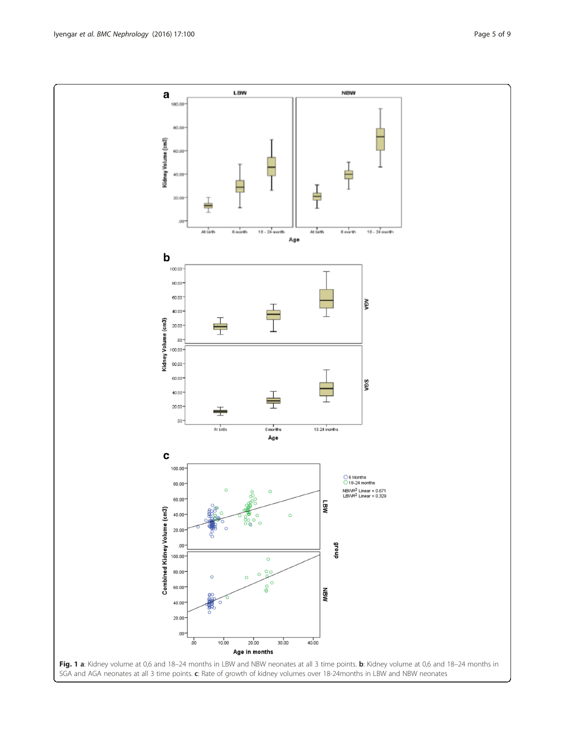**Fig. 1 a**: Kidney volume at 0,6 and 18–24 months in LBW and NBW neonates at all 3 time points. **b**: Kidney volume at 0,6 and 18–24 months in SGA and AGA neonates at all 3 time points. **c**: Rate of growth of kidney volumes over 18-24months in LBW and NBW neonates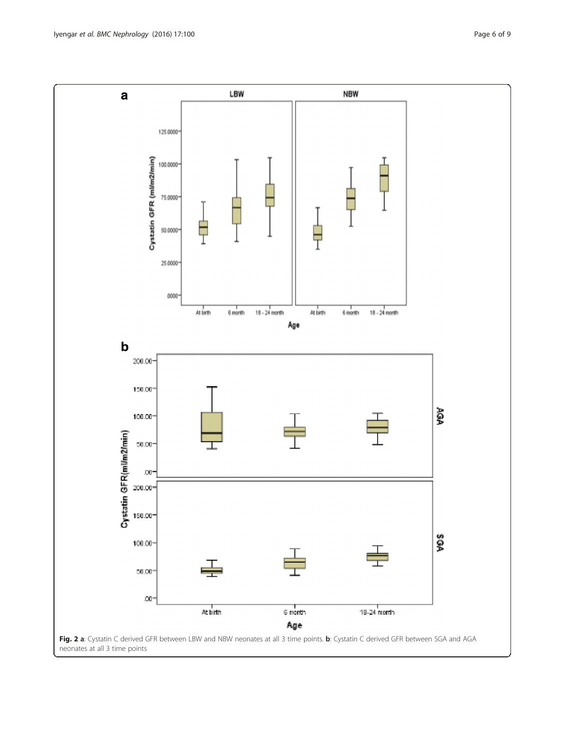**Fig. 2 a**: Cystatin C derived GFR between LBW and NBW neonates at all 3 time points. **b**: Cystatin C derived GFR between SGA and AGA neonates at all 3 time points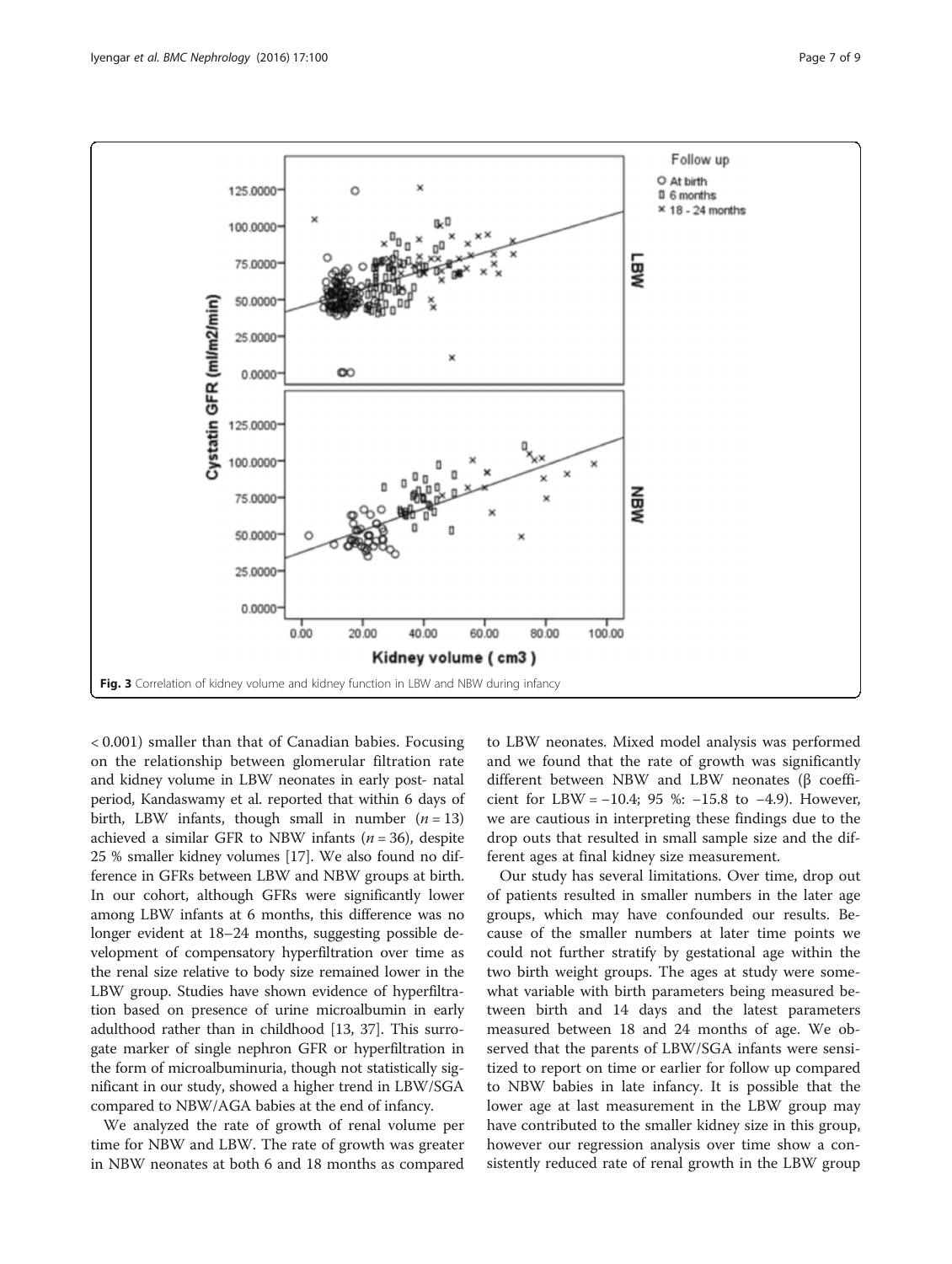Fig. 3 Correlation of kidney volume and kidney function in LBW and NBW during infancy

< 0.001) smaller than that of Canadian babies. Focusing on the relationship between glomerular filtration rate and kidney volume in LBW neonates in early post- natal period, Kandaswamy et al. reported that within 6 days of birth, LBW infants, though small in number ($n = 13$) achieved a similar GFR to NBW infants ($n = 36$), despite 25 % smaller kidney volumes [17]. We also found no difference in GFRs between LBW and NBW groups at birth. In our cohort, although GFRs were significantly lower among LBW infants at 6 months, this difference was no longer evident at 18–24 months, suggesting possible development of compensatory hyperfiltration over time as the renal size relative to body size remained lower in the LBW group. Studies have shown evidence of hyperfiltration based on presence of urine microalbumin in early adulthood rather than in childhood [13, 37]. This surrogate marker of single nephron GFR or hyperfiltration in the form of microalbuminuria, though not statistically significant in our study, showed a higher trend in LBW/SGA compared to NBW/AGA babies at the end of infancy.

We analyzed the rate of growth of renal volume per time for NBW and LBW. The rate of growth was greater in NBW neonates at both 6 and 18 months as compared to LBW neonates. Mixed model analysis was performed and we found that the rate of growth was significantly different between NBW and LBW neonates (β coefficient for LBW = −10.4; 95 %: −15.8 to −4.9). However, we are cautious in interpreting these findings due to the drop outs that resulted in small sample size and the different ages at final kidney size measurement.

Our study has several limitations. Over time, drop out of patients resulted in smaller numbers in the later age groups, which may have confounded our results. Because of the smaller numbers at later time points we could not further stratify by gestational age within the two birth weight groups. The ages at study were somewhat variable with birth parameters being measured between birth and 14 days and the latest parameters measured between 18 and 24 months of age. We observed that the parents of LBW/SGA infants were sensitized to report on time or earlier for follow up compared to NBW babies in late infancy. It is possible that the lower age at last measurement in the LBW group may have contributed to the smaller kidney size in this group, however our regression analysis over time show a consistently reduced rate of renal growth in the LBW group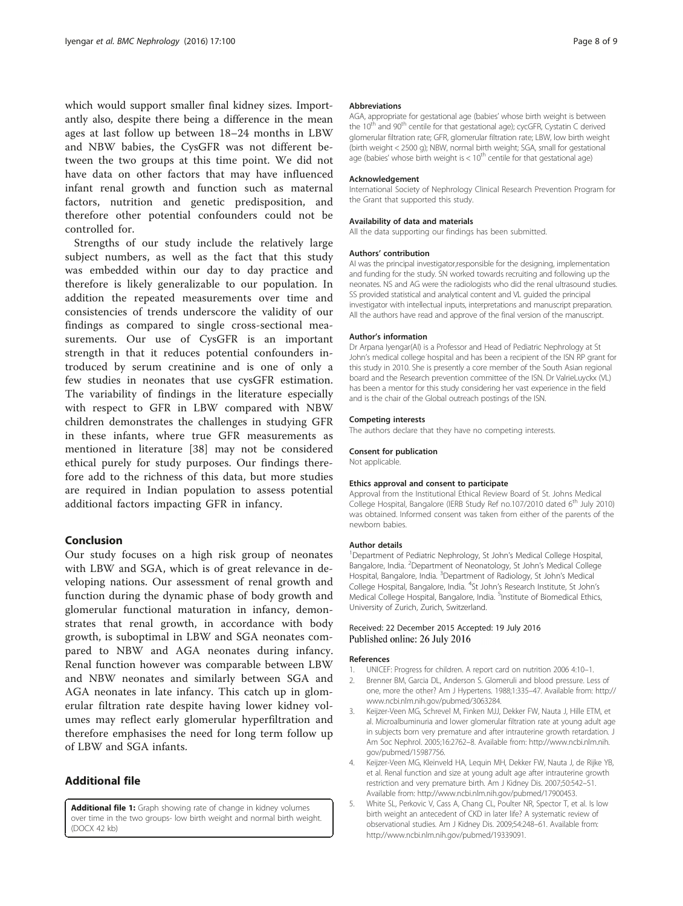which would support smaller final kidney sizes. Importantly also, despite there being a difference in the mean ages at last follow up between 18–24 months in LBW and NBW babies, the CysGFR was not different between the two groups at this time point. We did not have data on other factors that may have influenced infant renal growth and function such as maternal factors, nutrition and genetic predisposition, and therefore other potential confounders could not be controlled for.

Strengths of our study include the relatively large subject numbers, as well as the fact that this study was embedded within our day to day practice and therefore is likely generalizable to our population. In addition the repeated measurements over time and consistencies of trends underscore the validity of our findings as compared to single cross-sectional measurements. Our use of CysGFR is an important strength in that it reduces potential confounders introduced by serum creatinine and is one of only a few studies in neonates that use cysGFR estimation. The variability of findings in the literature especially with respect to GFR in LBW compared with NBW children demonstrates the challenges in studying GFR in these infants, where true GFR measurements as mentioned in literature [38] may not be considered ethical purely for study purposes. Our findings therefore add to the richness of this data, but more studies are required in Indian population to assess potential additional factors impacting GFR in infancy.

## Conclusion

Our study focuses on a high risk group of neonates with LBW and SGA, which is of great relevance in developing nations. Our assessment of renal growth and function during the dynamic phase of body growth and glomerular functional maturation in infancy, demonstrates that renal growth, in accordance with body growth, is suboptimal in LBW and SGA neonates compared to NBW and AGA neonates during infancy. Renal function however was comparable between LBW and NBW neonates and similarly between SGA and AGA neonates in late infancy. This catch up in glomerular filtration rate despite having lower kidney volumes may reflect early glomerular hyperfiltration and therefore emphasises the need for long term follow up of LBW and SGA infants.

## Additional file

**Additional file 1:** Graph showing rate of change in kidney volumes over time in the two groups- low birth weight and normal birth weight. (DOCX 42 kb)

#### Abbreviations

AGA, appropriate for gestational age (babies' whose birth weight is between the 10th and 90th centile for that gestational age); cycGFR, Cystatin C derived glomerular filtration rate; GFR, glomerular filtration rate; LBW, low birth weight (birth weight < 2500 g); NBW, normal birth weight; SGA, small for gestational age (babies' whose birth weight is < 10th centile for that gestational age)

#### Acknowledgement

International Society of Nephrology Clinical Research Prevention Program for the Grant that supported this study.

#### Availability of data and materials

All the data supporting our findings has been submitted.

#### Authors' contribution

AI was the principal investigator,responsible for the designing, implementation and funding for the study. SN worked towards recruiting and following up the neonates. NS and AG were the radiologists who did the renal ultrasound studies. SS provided statistical and analytical content and VL guided the principal investigator with intellectual inputs, interpretations and manuscript preparation. All the authors have read and approve of the final version of the manuscript.

#### Author's information

Dr Arpana Iyengar(AI) is a Professor and Head of Pediatric Nephrology at St John's medical college hospital and has been a recipient of the ISN RP grant for this study in 2010. She is presently a core member of the South Asian regional board and the Research prevention committee of the ISN. Dr ValrieLuyckx (VL) has been a mentor for this study considering her vast experience in the field and is the chair of the Global outreach postings of the ISN.

#### Competing interests

The authors declare that they have no competing interests.

#### Consent for publication

Not applicable.

#### Ethics approval and consent to participate

Approval from the Institutional Ethical Review Board of St. Johns Medical College Hospital, Bangalore (IERB Study Ref no.107/2010 dated 6th July 2010) was obtained. Informed consent was taken from either of the parents of the newborn babies.

#### Author details

[1]Department of Pediatric Nephrology, St John's Medical College Hospital, Bangalore, India. [2]Department of Neonatology, St John's Medical College Hospital, Bangalore, India. [3]Department of Radiology, St John's Medical College Hospital, Bangalore, India. [4]St John's Research Institute, St John's Medical College Hospital, Bangalore, India. [5]Institute of Biomedical Ethics, University of Zurich, Zurich, Switzerland.

Received: 22 December 2015 Accepted: 19 July 2016
Published online: 26 July 2016

#### References

1. UNICEF: Progress for children. A report card on nutrition 2006 4:10–1.
2. Brenner BM, Garcia DL, Anderson S. Glomeruli and blood pressure. Less of one, more the other? Am J Hypertens. 1988;1:335–47. Available from: http://www.ncbi.nlm.nih.gov/pubmed/3063284.
3. Keijzer-Veen MG, Schrevel M, Finken MJJ, Dekker FW, Nauta J, Hille ETM, et al. Microalbuminuria and lower glomerular filtration rate at young adult age in subjects born very premature and after intrauterine growth retardation. J Am Soc Nephrol. 2005;16:2762–8. Available from: http://www.ncbi.nlm.nih.gov/pubmed/15987756.
4. Keijzer-Veen MG, Kleinveld HA, Lequin MH, Dekker FW, Nauta J, de Rijke YB, et al. Renal function and size at young adult age after intrauterine growth restriction and very premature birth. Am J Kidney Dis. 2007;50:542–51. Available from: http://www.ncbi.nlm.nih.gov/pubmed/17900453.
5. White SL, Perkovic V, Cass A, Chang CL, Poulter NR, Spector T, et al. Is low birth weight an antecedent of CKD in later life? A systematic review of observational studies. Am J Kidney Dis. 2009;54:248–61. Available from: http://www.ncbi.nlm.nih.gov/pubmed/19339091.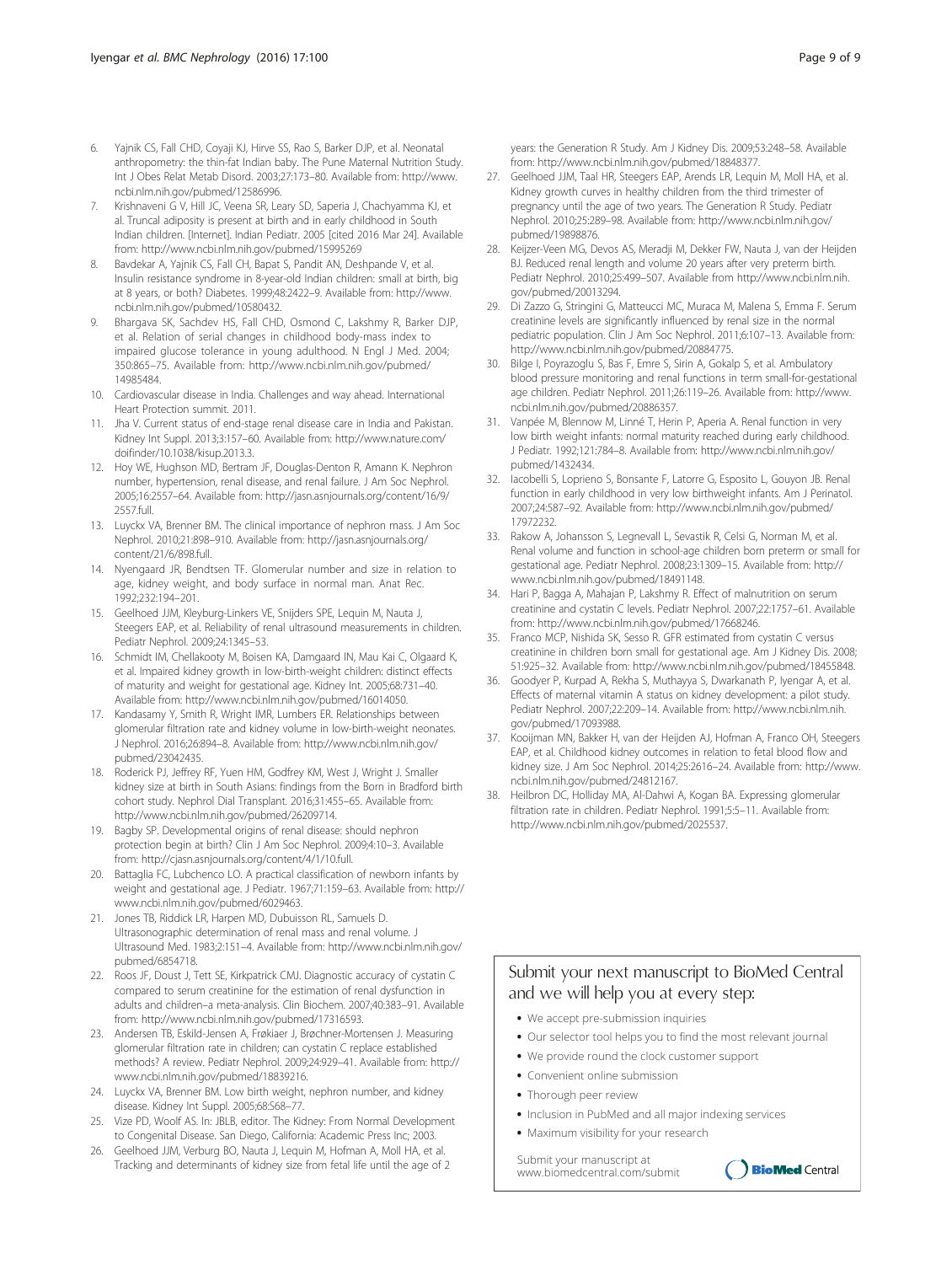6. Yajnik CS, Fall CHD, Coyaji KJ, Hirve SS, Rao S, Barker DJP, et al. Neonatal anthropometry: the thin-fat Indian baby. The Pune Maternal Nutrition Study. Int J Obes Relat Metab Disord. 2003;27:173–80. Available from: http://www.ncbi.nlm.nih.gov/pubmed/12586996.
7. Krishnaveni G V, Hill JC, Veena SR, Leary SD, Saperia J, Chachyamma KJ, et al. Truncal adiposity is present at birth and in early childhood in South Indian children. [Internet]. Indian Pediatr. 2005 [cited 2016 Mar 24]. Available from: http://www.ncbi.nlm.nih.gov/pubmed/15995269
8. Bavdekar A, Yajnik CS, Fall CH, Bapat S, Pandit AN, Deshpande V, et al. Insulin resistance syndrome in 8-year-old Indian children: small at birth, big at 8 years, or both? Diabetes. 1999;48:2422–9. Available from: http://www.ncbi.nlm.nih.gov/pubmed/10580432.
9. Bhargava SK, Sachdev HS, Fall CHD, Osmond C, Lakshmy R, Barker DJP, et al. Relation of serial changes in childhood body-mass index to impaired glucose tolerance in young adulthood. N Engl J Med. 2004; 350:865–75. Available from: http://www.ncbi.nlm.nih.gov/pubmed/14985484.
10. Cardiovascular disease in India. Challenges and way ahead. International Heart Protection summit. 2011.
11. Jha V. Current status of end-stage renal disease care in India and Pakistan. Kidney Int Suppl. 2013;3:157–60. Available from: http://www.nature.com/doifinder/10.1038/kisup.2013.3.
12. Hoy WE, Hughson MD, Bertram JF, Douglas-Denton R, Amann K. Nephron number, hypertension, renal disease, and renal failure. J Am Soc Nephrol. 2005;16:2557–64. Available from: http://jasn.asnjournals.org/content/16/9/2557.full.
13. Luyckx VA, Brenner BM. The clinical importance of nephron mass. J Am Soc Nephrol. 2010;21:898–910. Available from: http://jasn.asnjournals.org/content/21/6/898.full.
14. Nyengaard JR, Bendtsen TF. Glomerular number and size in relation to age, kidney weight, and body surface in normal man. Anat Rec. 1992;232:194–201.
15. Geelhoed JJM, Kleyburg-Linkers VE, Snijders SPE, Lequin M, Nauta J, Steegers EAP, et al. Reliability of renal ultrasound measurements in children. Pediatr Nephrol. 2009;24:1345–53.
16. Schmidt IM, Chellakooty M, Boisen KA, Damgaard IN, Mau Kai C, Olgaard K, et al. Impaired kidney growth in low-birth-weight children: distinct effects of maturity and weight for gestational age. Kidney Int. 2005;68:731–40. Available from: http://www.ncbi.nlm.nih.gov/pubmed/16014050.
17. Kandasamy Y, Smith R, Wright IMR, Lumbers ER. Relationships between glomerular filtration rate and kidney volume in low-birth-weight neonates. J Nephrol. 2016;26:894–8. Available from: http://www.ncbi.nlm.nih.gov/pubmed/23042435.
18. Roderick PJ, Jeffrey RF, Yuen HM, Godfrey KM, West J, Wright J. Smaller kidney size at birth in South Asians: findings from the Born in Bradford birth cohort study. Nephrol Dial Transplant. 2016;31:455–65. Available from: http://www.ncbi.nlm.nih.gov/pubmed/26209714.
19. Bagby SP. Developmental origins of renal disease: should nephron protection begin at birth? Clin J Am Soc Nephrol. 2009;4:10–3. Available from: http://cjasn.asnjournals.org/content/4/1/10.full.
20. Battaglia FC, Lubchenco LO. A practical classification of newborn infants by weight and gestational age. J Pediatr. 1967;71:159–63. Available from: http://www.ncbi.nlm.nih.gov/pubmed/6029463.
21. Jones TB, Riddick LR, Harpen MD, Dubuisson RL, Samuels D. Ultrasonographic determination of renal mass and renal volume. J Ultrasound Med. 1983;2:151–4. Available from: http://www.ncbi.nlm.nih.gov/pubmed/6854718.
22. Roos JF, Doust J, Tett SE, Kirkpatrick CMJ. Diagnostic accuracy of cystatin C compared to serum creatinine for the estimation of renal dysfunction in adults and children–a meta-analysis. Clin Biochem. 2007;40:383–91. Available from: http://www.ncbi.nlm.nih.gov/pubmed/17316593.
23. Andersen TB, Eskild-Jensen A, Frøkiaer J, Brøchner-Mortensen J. Measuring glomerular filtration rate in children; can cystatin C replace established methods? A review. Pediatr Nephrol. 2009;24:929–41. Available from: http://www.ncbi.nlm.nih.gov/pubmed/18839216.
24. Luyckx VA, Brenner BM. Low birth weight, nephron number, and kidney disease. Kidney Int Suppl. 2005;68:S68–77.
25. Vize PD, Woolf AS. In: JBLB, editor. The Kidney: From Normal Development to Congenital Disease. San Diego, California: Academic Press Inc; 2003.
26. Geelhoed JJM, Verburg BO, Nauta J, Lequin M, Hofman A, Moll HA, et al. Tracking and determinants of kidney size from fetal life until the age of 2 years: the Generation R Study. Am J Kidney Dis. 2009;53:248–58. Available from: http://www.ncbi.nlm.nih.gov/pubmed/18848377.
27. Geelhoed JJM, Taal HR, Steegers EAP, Arends LR, Lequin M, Moll HA, et al. Kidney growth curves in healthy children from the third trimester of pregnancy until the age of two years. The Generation R Study. Pediatr Nephrol. 2010;25:289–98. Available from: http://www.ncbi.nlm.nih.gov/pubmed/19898876.
28. Keijzer-Veen MG, Devos AS, Meradji M, Dekker FW, Nauta J, van der Heijden BJ. Reduced renal length and volume 20 years after very preterm birth. Pediatr Nephrol. 2010;25:499–507. Available from http://www.ncbi.nlm.nih.gov/pubmed/20013294.
29. Di Zazzo G, Stringini G, Matteucci MC, Muraca M, Malena S, Emma F. Serum creatinine levels are significantly influenced by renal size in the normal pediatric population. Clin J Am Soc Nephrol. 2011;6:107–13. Available from: http://www.ncbi.nlm.nih.gov/pubmed/20884775.
30. Bilge I, Poyrazoglu S, Bas F, Emre S, Sirin A, Gokalp S, et al. Ambulatory blood pressure monitoring and renal functions in term small-for-gestational age children. Pediatr Nephrol. 2011;26:119–26. Available from: http://www.ncbi.nlm.nih.gov/pubmed/20886357.
31. Vanpée M, Blennow M, Linné T, Herin P, Aperia A. Renal function in very low birth weight infants: normal maturity reached during early childhood. J Pediatr. 1992;121:784–8. Available from: http://www.ncbi.nlm.nih.gov/pubmed/1432434.
32. Iacobelli S, Loprieno S, Bonsante F, Latorre G, Esposito L, Gouyon JB. Renal function in early childhood in very low birthweight infants. Am J Perinatol. 2007;24:587–92. Available from: http://www.ncbi.nlm.nih.gov/pubmed/17972232.
33. Rakow A, Johansson S, Legnevall L, Sevastik R, Celsi G, Norman M, et al. Renal volume and function in school-age children born preterm or small for gestational age. Pediatr Nephrol. 2008;23:1309–15. Available from: http://www.ncbi.nlm.nih.gov/pubmed/18491148.
34. Hari P, Bagga A, Mahajan P, Lakshmy R. Effect of malnutrition on serum creatinine and cystatin C levels. Pediatr Nephrol. 2007;22:1757–61. Available from: http://www.ncbi.nlm.nih.gov/pubmed/17668246.
35. Franco MCP, Nishida SK, Sesso R. GFR estimated from cystatin C versus creatinine in children born small for gestational age. Am J Kidney Dis. 2008; 51:925–32. Available from: http://www.ncbi.nlm.nih.gov/pubmed/18455848.
36. Goodyer P, Kurpad A, Rekha S, Muthayya S, Dwarkanath P, Iyengar A, et al. Effects of maternal vitamin A status on kidney development: a pilot study. Pediatr Nephrol. 2007;22:209–14. Available from: http://www.ncbi.nlm.nih.gov/pubmed/17093988.
37. Kooijman MN, Bakker H, van der Heijden AJ, Hofman A, Franco OH, Steegers EAP, et al. Childhood kidney outcomes in relation to fetal blood flow and kidney size. J Am Soc Nephrol. 2014;25:2616–24. Available from: http://www.ncbi.nlm.nih.gov/pubmed/24812167.
38. Heilbron DC, Holliday MA, Al-Dahwi A, Kogan BA. Expressing glomerular filtration rate in children. Pediatr Nephrol. 1991;5:5–11. Available from: http://www.ncbi.nlm.nih.gov/pubmed/2025537.

## Submit your next manuscript to BioMed Central and we will help you at every step:

- We accept pre-submission inquiries
- Our selector tool helps you to find the most relevant journal
- We provide round the clock customer support
- Convenient online submission
- Thorough peer review
- Inclusion in PubMed and all major indexing services
- Maximum visibility for your research

Submit your manuscript at
www.biomedcentral.com/submit

BioMed Central